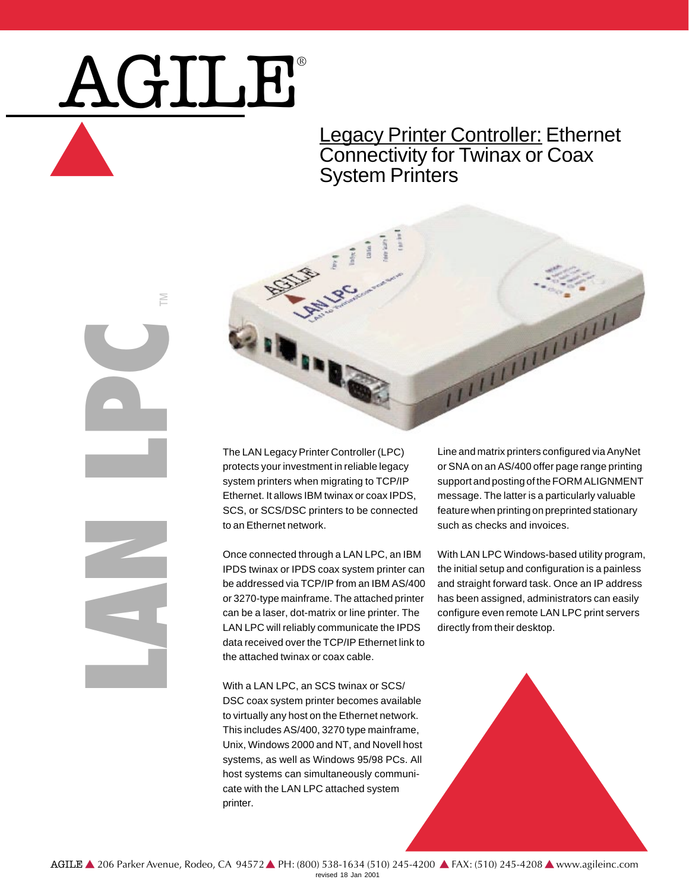# AGILE®

## Legacy Printer Controller: Ethernet Connectivity for Twinax or Coax System Printers

LAN LPC™

The LAN Legacy Printer Controller (LPC) protects your investment in reliable legacy system printers when migrating to TCP/IP Ethernet. It allows IBM twinax or coax IPDS, SCS, or SCS/DSC printers to be connected to an Ethernet network.

Once connected through a LAN LPC, an IBM IPDS twinax or IPDS coax system printer can be addressed via TCP/IP from an IBM AS/400 or 3270-type mainframe. The attached printer can be a laser, dot-matrix or line printer. The LAN LPC will reliably communicate the IPDS data received over the TCP/IP Ethernet link to the attached twinax or coax cable.

With a LAN LPC, an SCS twinax or SCS/DSC coax system printer becomes available to virtually any host on the Ethernet network. This includes AS/400, 3270 type mainframe, Unix, Windows 2000 and NT, and Novell host systems, as well as Windows 95/98 PCs. All host systems can simultaneously communicate with the LAN LPC attached system printer.

Line and matrix printers configured via AnyNet or SNA on an AS/400 offer page range printing support and posting of the FORM ALIGNMENT message. The latter is a particularly valuable feature when printing on preprinted stationary such as checks and invoices.

With LAN LPC Windows-based utility program, the initial setup and configuration is a painless and straight forward task. Once an IP address has been assigned, administrators can easily configure even remote LAN LPC print servers directly from their desktop.

AGILE ▲ 206 Parker Avenue, Rodeo, CA 94572 ▲ PH: (800) 538-1634 (510) 245-4200 ▲ FAX: (510) 245-4208 ▲ www.agileinc.com

revised 18 Jan 2001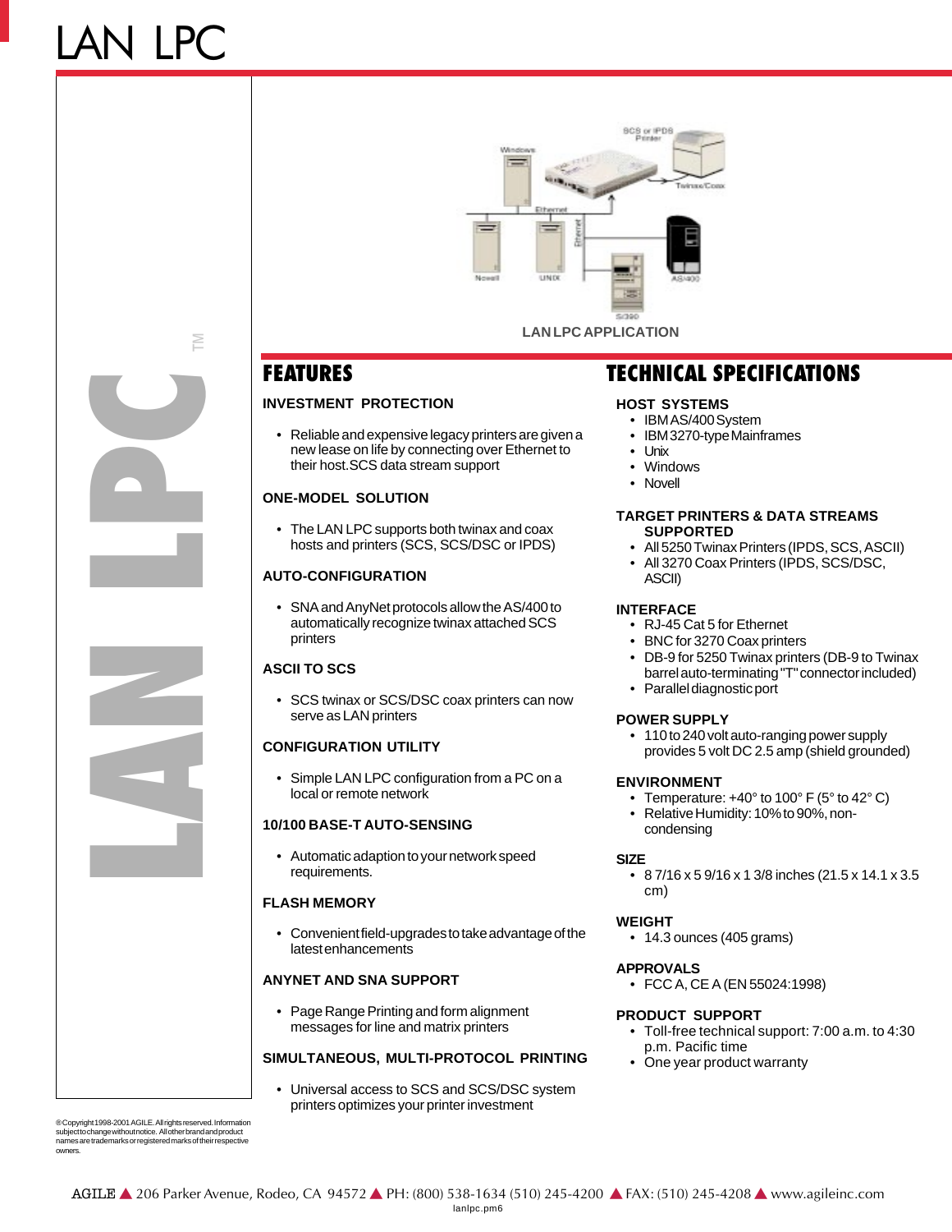# LAN LPC

SCS or IPDS Printer

Windows

Twinax/Coax

Ethernet

Ethernet

Novell

UNIX

AS/400

S/390

LAN LPC APPLICATION

## FEATURES

### INVESTMENT PROTECTION

- Reliable and expensive legacy printers are given a new lease on life by connecting over Ethernet to their host.SCS data stream support

### ONE-MODEL SOLUTION

- The LAN LPC supports both twinax and coax hosts and printers (SCS, SCS/DSC or IPDS)

### AUTO-CONFIGURATION

- SNA and AnyNet protocols allow the AS/400 to automatically recognize twinax attached SCS printers

### ASCII TO SCS

- SCS twinax or SCS/DSC coax printers can now serve as LAN printers

### CONFIGURATION UTILITY

- Simple LAN LPC configuration from a PC on a local or remote network

### 10/100 BASE-T AUTO-SENSING

- Automatic adaption to your network speed requirements.

### FLASH MEMORY

- Convenient field-upgrades to take advantage of the latest enhancements

### ANYNET AND SNA SUPPORT

- Page Range Printing and form alignment messages for line and matrix printers

### SIMULTANEOUS, MULTI-PROTOCOL PRINTING

- Universal access to SCS and SCS/DSC system printers optimizes your printer investment

## TECHNICAL SPECIFICATIONS

### HOST SYSTEMS

- IBM AS/400 System
- IBM 3270-type Mainframes
- Unix
- Windows
- Novell

### TARGET PRINTERS & DATA STREAMS SUPPORTED

- All 5250 Twinax Printers (IPDS, SCS, ASCII)
- All 3270 Coax Printers (IPDS, SCS/DSC, ASCII)

### INTERFACE

- RJ-45 Cat 5 for Ethernet
- BNC for 3270 Coax printers
- DB-9 for 5250 Twinax printers (DB-9 to Twinax barrel auto-terminating "T" connector included)
- Parallel diagnostic port

### POWER SUPPLY

- 110 to 240 volt auto-ranging power supply provides 5 volt DC 2.5 amp (shield grounded)

### ENVIRONMENT

- Temperature: +40° to 100° F (5° to 42° C)
- Relative Humidity: 10% to 90%, non-condensing

### SIZE

- 8 7/16 x 5 9/16 x 1 3/8 inches (21.5 x 14.1 x 3.5 cm)

### WEIGHT

- 14.3 ounces (405 grams)

### APPROVALS

- FCC A, CE A (EN 55024:1998)

### PRODUCT SUPPORT

- Toll-free technical support: 7:00 a.m. to 4:30 p.m. Pacific time
- One year product warranty

LAN LPC™

® Copyright 1998-2001 AGILE. All rights reserved. Information subject to change without notice. All other brand and product names are trademarks or registered marks of their respective owners.

AGILE ▲ 206 Parker Avenue, Rodeo, CA 94572 ▲ PH: (800) 538-1634 (510) 245-4200 ▲ FAX: (510) 245-4208 ▲ www.agileinc.com